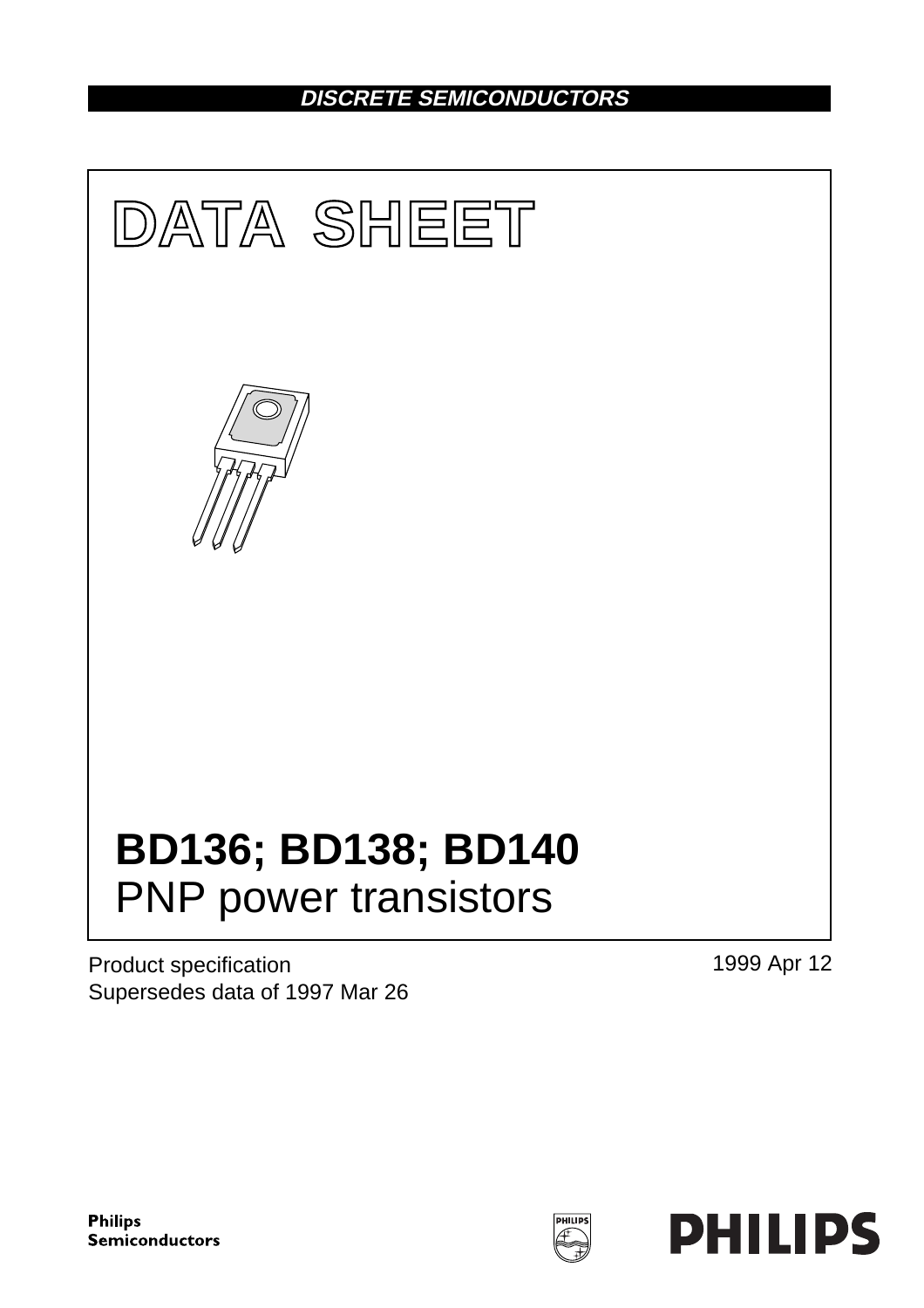DISCRETE SEMICONDUCTORS

# DATA SHEET

# BD136; BD138; BD140

## PNP power transistors

Product specification
Supersedes data of 1997 Mar 26

1999 Apr 12

Philips Semiconductors

PHILIPS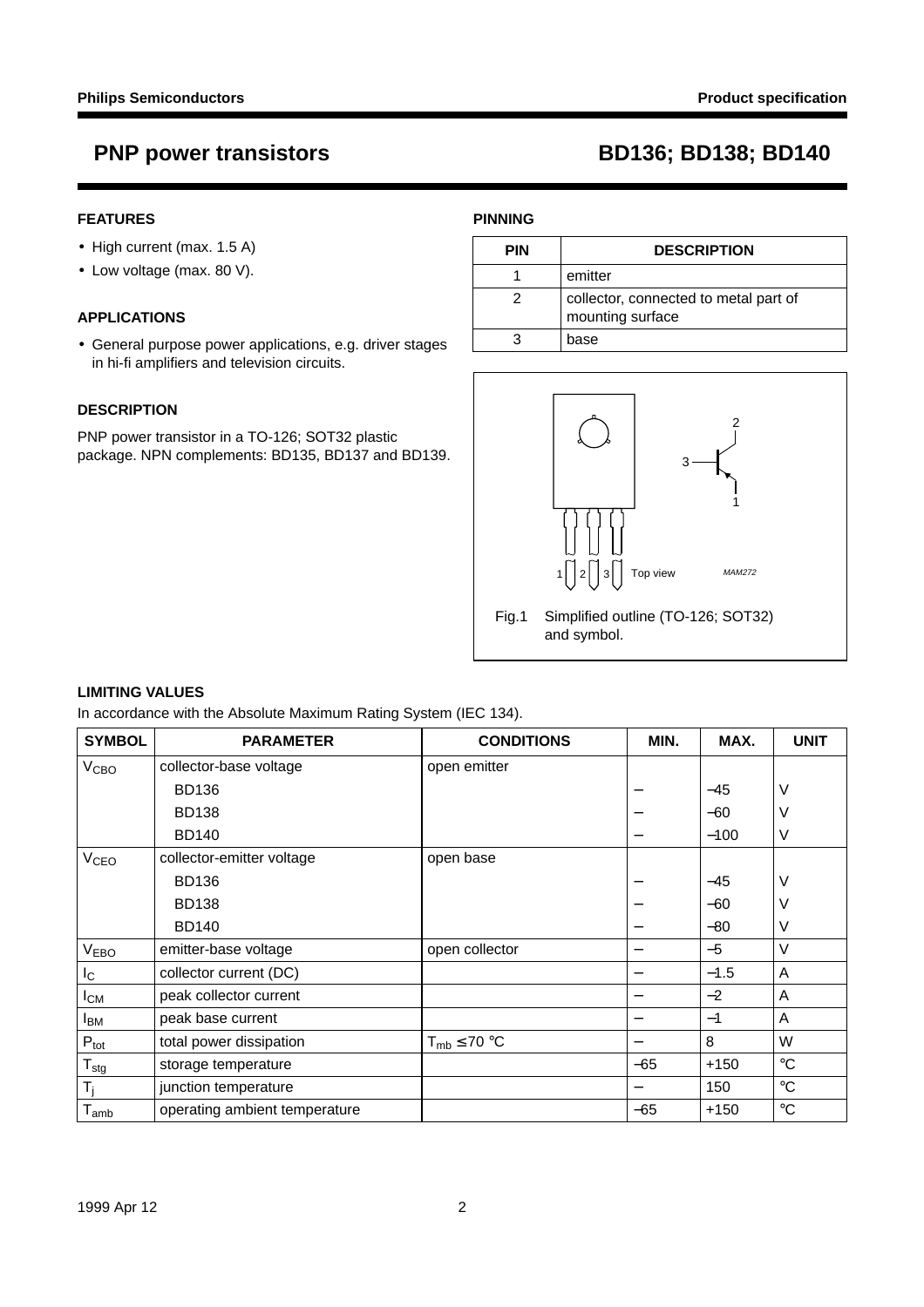# PNP power transistors BD136; BD138; BD140

## FEATURES

- High current (max. 1.5 A)
- Low voltage (max. 80 V).

## APPLICATIONS

- General purpose power applications, e.g. driver stages in hi-fi amplifiers and television circuits.

## DESCRIPTION

PNP power transistor in a TO-126; SOT32 plastic package. NPN complements: BD135, BD137 and BD139.

## PINNING

| PIN | DESCRIPTION |
|---|---|
| 1 | emitter |
| 2 | collector, connected to metal part of mounting surface |
| 3 | base |

1 2 3 Top view

MAM272

Fig.1 Simplified outline (TO-126; SOT32) and symbol.

## LIMITING VALUES

In accordance with the Absolute Maximum Rating System (IEC 134).

| SYMBOL | PARAMETER | CONDITIONS | MIN. | MAX. | UNIT |
|---|---|---|---|---|---|
| $V_{CBO}$ | collector-base voltage | open emitter | | | |
| | BD136 | | − | −45 | V |
| | BD138 | | − | −60 | V |
| | BD140 | | − | −100 | V |
| $V_{CEO}$ | collector-emitter voltage | open base | | | |
| | BD136 | | − | −45 | V |
| | BD138 | | − | −60 | V |
| | BD140 | | − | −80 | V |
| $V_{EBO}$ | emitter-base voltage | open collector | − | −5 | V |
| $I_C$ | collector current (DC) | | − | −1.5 | A |
| $I_{CM}$ | peak collector current | | − | −2 | A |
| $I_{BM}$ | peak base current | | − | −1 | A |
| $P_{tot}$ | total power dissipation | $T_{mb} \leq 70$ °C | − | 8 | W |
| $T_{stg}$ | storage temperature | | −65 | +150 | °C |
| $T_j$ | junction temperature | | − | 150 | °C |
| $T_{amb}$ | operating ambient temperature | | −65 | +150 | °C |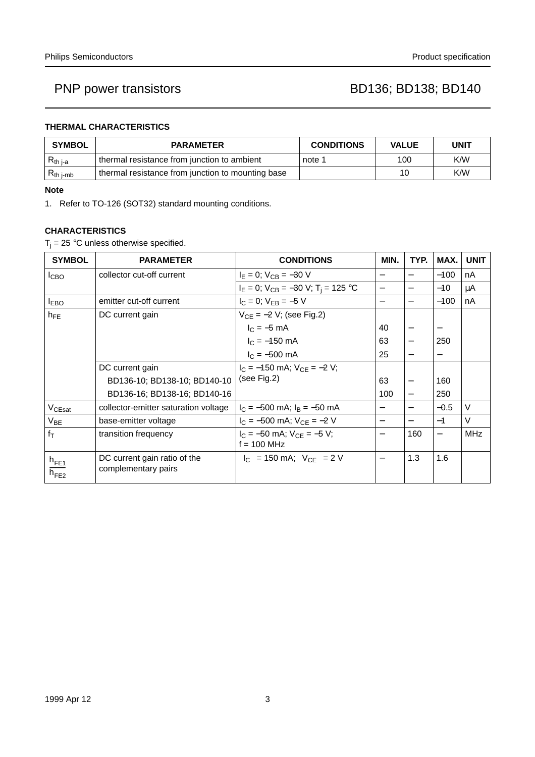## THERMAL CHARACTERISTICS

| SYMBOL | PARAMETER | CONDITIONS | VALUE | UNIT |
|---|---|---|---|---|
| $R_{th\ j\text{-}a}$ | thermal resistance from junction to ambient | note 1 | 100 | K/W |
| $R_{th\ j\text{-}mb}$ | thermal resistance from junction to mounting base | | 10 | K/W |

**Note**

1. Refer to TO-126 (SOT32) standard mounting conditions.

## CHARACTERISTICS

$T_j$ = 25 °C unless otherwise specified.

| SYMBOL | PARAMETER | CONDITIONS | MIN. | TYP. | MAX. | UNIT |
|---|---|---|---|---|---|---|
| $I_{CBO}$ | collector cut-off current | $I_E = 0$; $V_{CB} = -30$ V | – | – | −100 | nA |
| | | $I_E = 0$; $V_{CB} = -30$ V; $T_j = 125$ °C | – | – | −10 | μA |
| $I_{EBO}$ | emitter cut-off current | $I_C = 0$; $V_{EB} = -5$ V | – | – | −100 | nA |
| $h_{FE}$ | DC current gain | $V_{CE} = -2$ V; (see Fig.2) | | | | |
| | | $I_C = -5$ mA | 40 | – | – | |
| | | $I_C = -150$ mA | 63 | – | 250 | |
| | | $I_C = -500$ mA | 25 | – | – | |
| | DC current gain | $I_C = -150$ mA; $V_{CE} = -2$ V; (see Fig.2) | | | | |
| | BD136-10; BD138-10; BD140-10 | | 63 | – | 160 | |
| | BD136-16; BD138-16; BD140-16 | | 100 | – | 250 | |
| $V_{CEsat}$ | collector-emitter saturation voltage | $I_C = -500$ mA; $I_B = -50$ mA | – | – | −0.5 | V |
| $V_{BE}$ | base-emitter voltage | $I_C = -500$ mA; $V_{CE} = -2$ V | – | – | −1 | V |
| $f_T$ | transition frequency | $I_C = -50$ mA; $V_{CE} = -5$ V; f = 100 MHz | – | 160 | – | MHz |
| $\frac{h_{FE1}}{h_{FE2}}$ | DC current gain ratio of the complementary pairs | $I_C$ = 150 mA; $V_{CE}$ = 2 V | – | 1.3 | 1.6 | |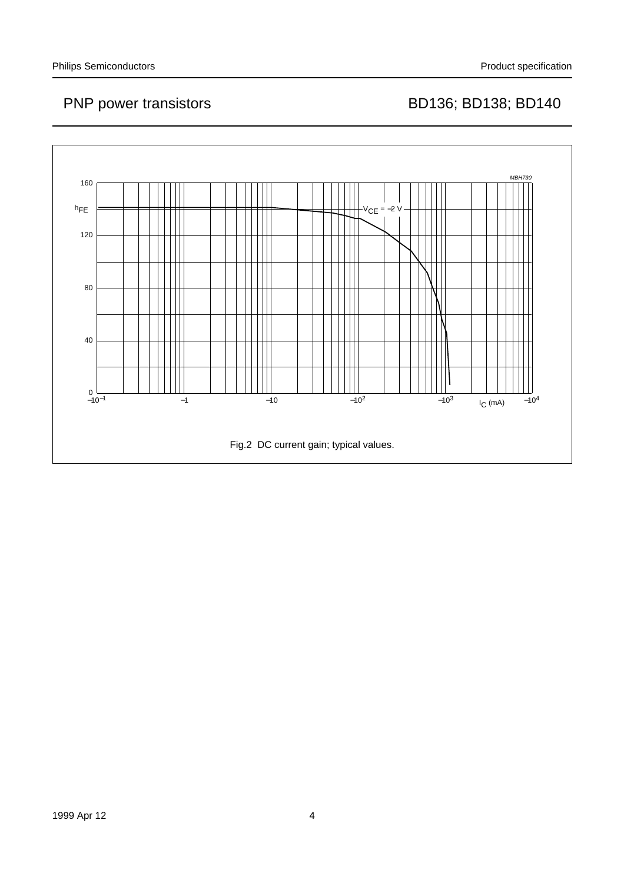MBH730

160

$h_{FE}$

120

80

40

0

$-10^{-1}$

$-1$

$-10$

$-10^2$

$-10^3$

$I_C$ (mA)

$-10^4$

$V_{CE} = -2$ V

Fig.2 DC current gain; typical values.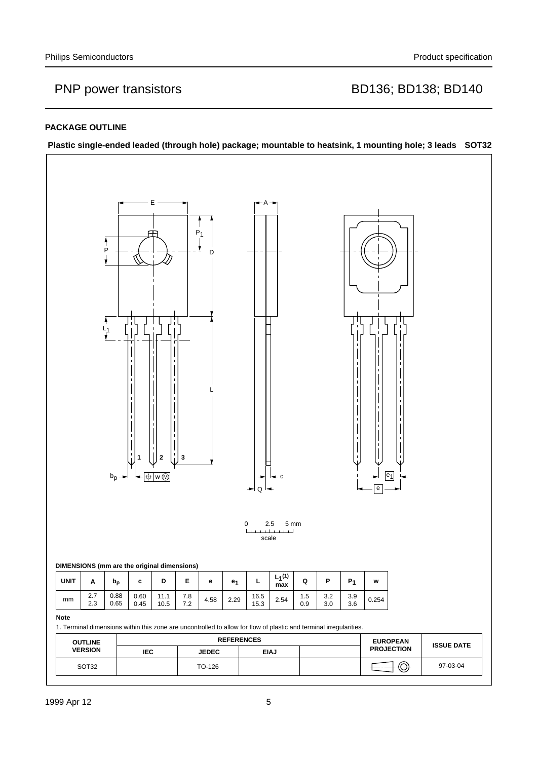## PACKAGE OUTLINE

**Plastic single-ended leaded (through hole) package; mountable to heatsink, 1 mounting hole; 3 leads SOT32**

0 2.5 5 mm

scale

**DIMENSIONS (mm are the original dimensions)**

| UNIT | A | $b_p$ | c | D | E | e | $e_1$ | L | $L_1^{(1)}$ max | Q | P | $P_1$ | w |
|---|---|---|---|---|---|---|---|---|---|---|---|---|---|
| mm | 2.7<br>2.3 | 0.88<br>0.65 | 0.60<br>0.45 | 11.1<br>10.5 | 7.8<br>7.2 | 4.58 | 2.29 | 16.5<br>15.3 | 2.54 | 1.5<br>0.9 | 3.2<br>3.0 | 3.9<br>3.6 | 0.254 |

**Note**

1. Terminal dimensions within this zone are uncontrolled to allow for flow of plastic and terminal irregularities.

| OUTLINE VERSION | REFERENCES | | | | EUROPEAN PROJECTION | ISSUE DATE |
|---|---|---|---|---|---|---|
| | IEC | JEDEC | EIAJ | | | |
| SOT32 | | TO-126 | | | | 97-03-04 |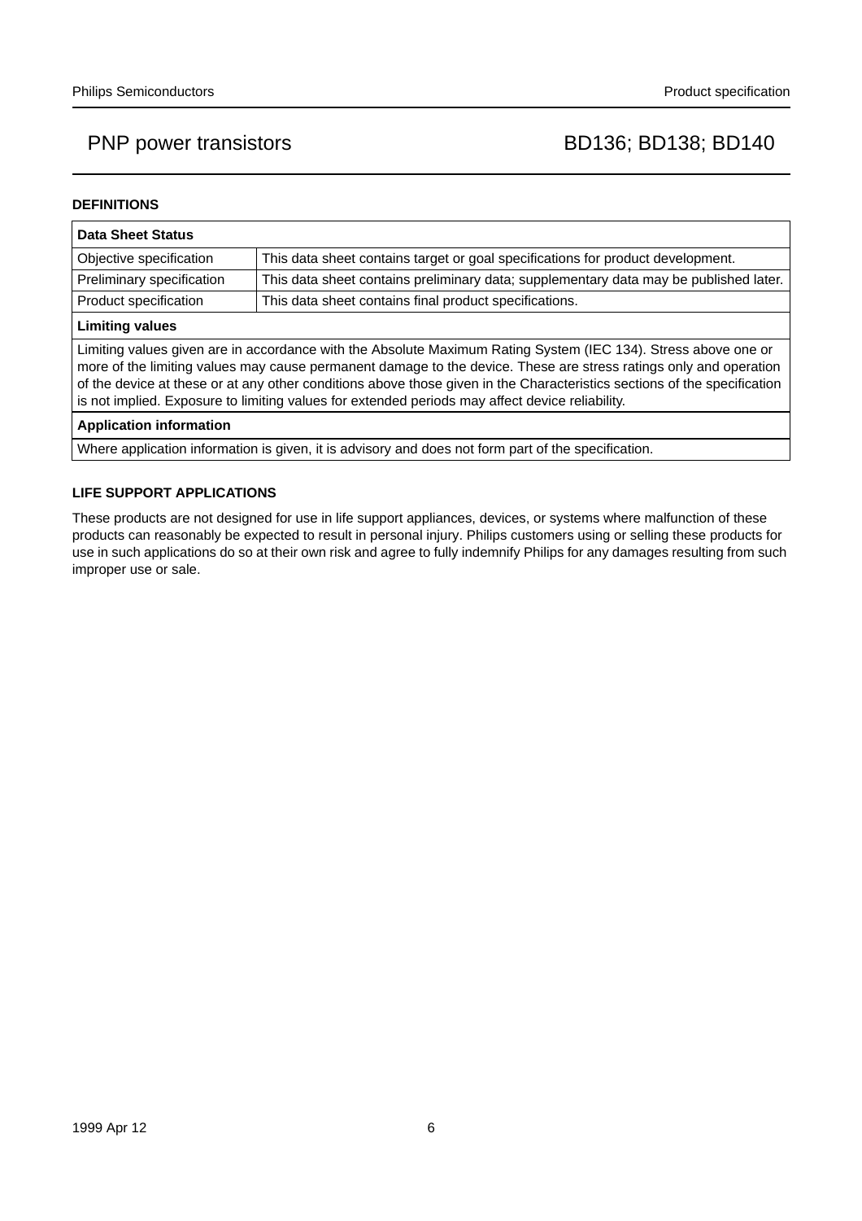## DEFINITIONS

| Data Sheet Status | |
|---|---|
| Objective specification | This data sheet contains target or goal specifications for product development. |
| Preliminary specification | This data sheet contains preliminary data; supplementary data may be published later. |
| Product specification | This data sheet contains final product specifications. |
| **Limiting values** | |
| Limiting values given are in accordance with the Absolute Maximum Rating System (IEC 134). Stress above one or more of the limiting values may cause permanent damage to the device. These are stress ratings only and operation of the device at these or at any other conditions above those given in the Characteristics sections of the specification is not implied. Exposure to limiting values for extended periods may affect device reliability. | |
| **Application information** | |
| Where application information is given, it is advisory and does not form part of the specification. | |

## LIFE SUPPORT APPLICATIONS

These products are not designed for use in life support appliances, devices, or systems where malfunction of these products can reasonably be expected to result in personal injury. Philips customers using or selling these products for use in such applications do so at their own risk and agree to fully indemnify Philips for any damages resulting from such improper use or sale.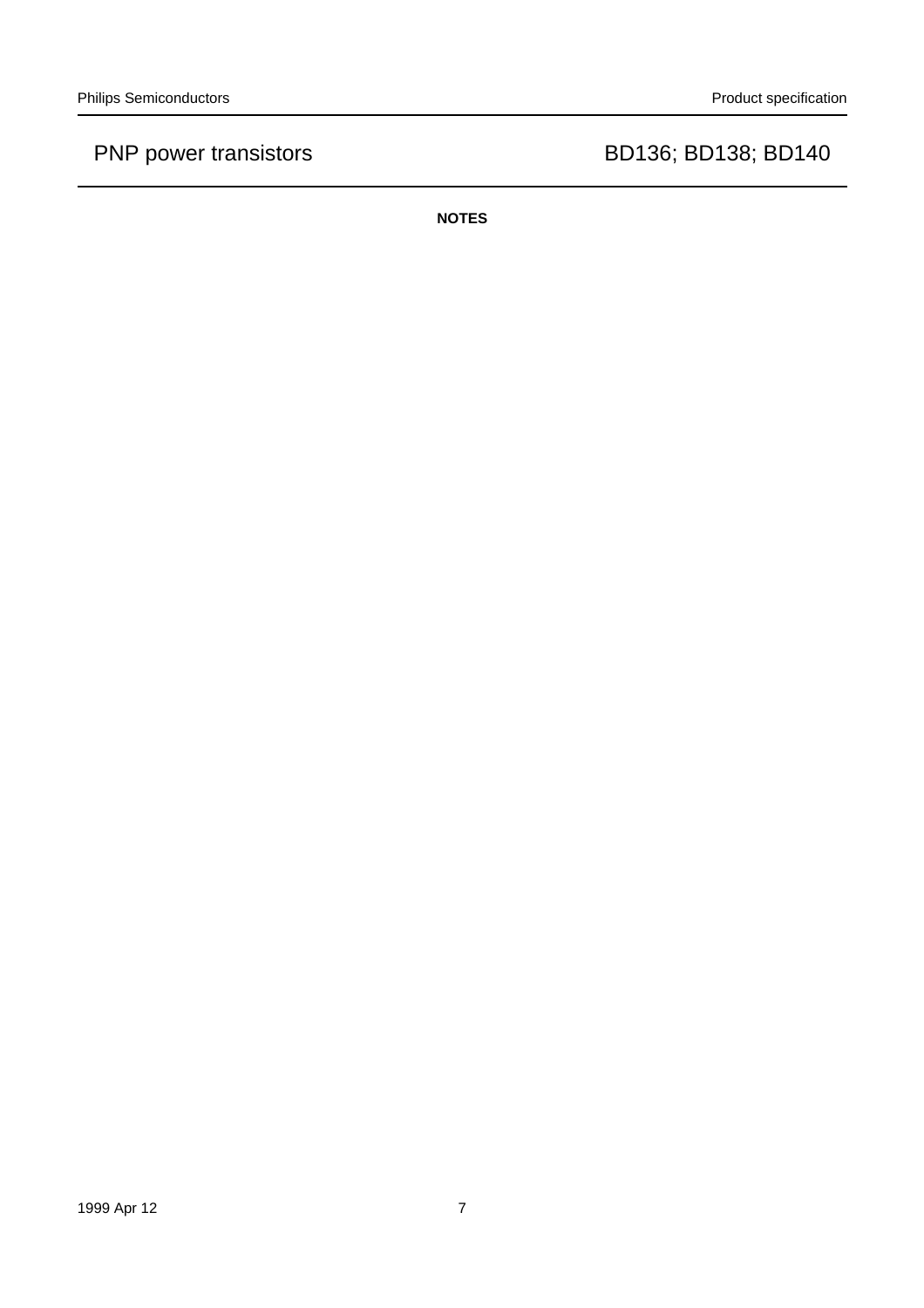**NOTES**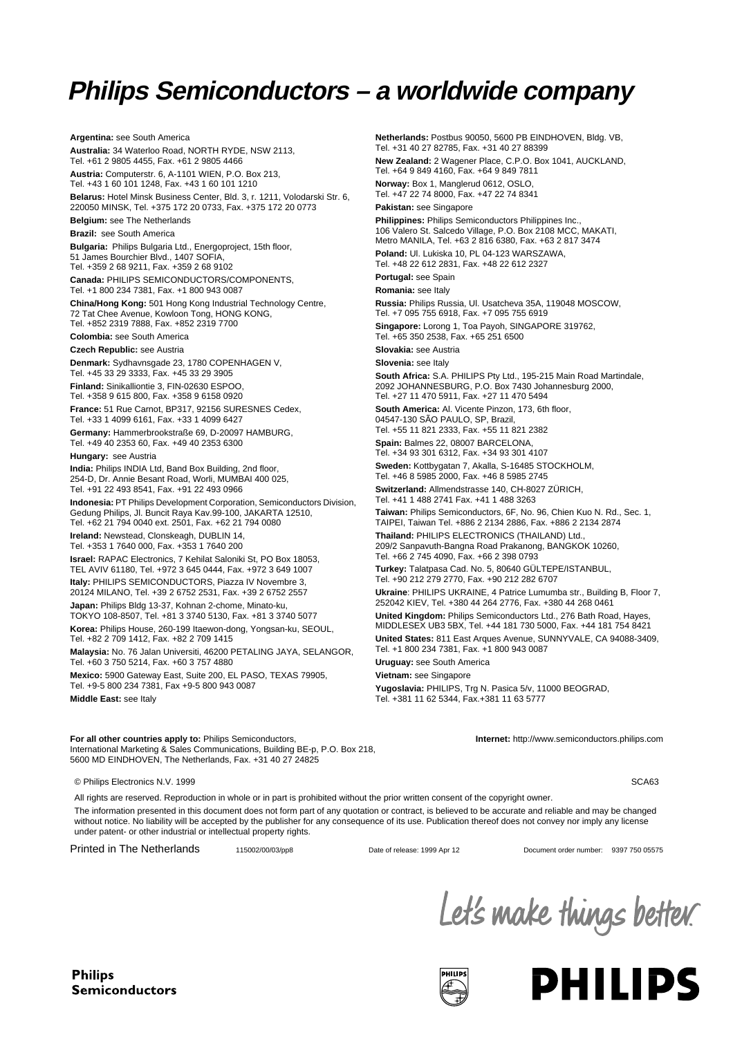# Philips Semiconductors – a worldwide company

**Argentina:** see South America

**Australia:** 34 Waterloo Road, NORTH RYDE, NSW 2113, Tel. +61 2 9805 4455, Fax. +61 2 9805 4466

**Austria:** Computerstr. 6, A-1101 WIEN, P.O. Box 213, Tel. +43 1 60 101 1248, Fax. +43 1 60 101 1210

**Belarus:** Hotel Minsk Business Center, Bld. 3, r. 1211, Volodarski Str. 6, 220050 MINSK, Tel. +375 172 20 0733, Fax. +375 172 20 0773

**Belgium:** see The Netherlands

**Brazil:** see South America

**Bulgaria:** Philips Bulgaria Ltd., Energoproject, 15th floor, 51 James Bourchier Blvd., 1407 SOFIA, Tel. +359 2 68 9211, Fax. +359 2 68 9102

**Canada:** PHILIPS SEMICONDUCTORS/COMPONENTS, Tel. +1 800 234 7381, Fax. +1 800 943 0087

**China/Hong Kong:** 501 Hong Kong Industrial Technology Centre, 72 Tat Chee Avenue, Kowloon Tong, HONG KONG, Tel. +852 2319 7888, Fax. +852 2319 7700

**Colombia:** see South America

**Czech Republic:** see Austria

**Denmark:** Sydhavnsgade 23, 1780 COPENHAGEN V, Tel. +45 33 29 3333, Fax. +45 33 29 3905

**Finland:** Sinikalliontie 3, FIN-02630 ESPOO, Tel. +358 9 615 800, Fax. +358 9 6158 0920

**France:** 51 Rue Carnot, BP317, 92156 SURESNES Cedex, Tel. +33 1 4099 6161, Fax. +33 1 4099 6427

**Germany:** Hammerbrookstraße 69, D-20097 HAMBURG, Tel. +49 40 2353 60, Fax. +49 40 2353 6300

**Hungary:** see Austria

**India:** Philips INDIA Ltd, Band Box Building, 2nd floor, 254-D, Dr. Annie Besant Road, Worli, MUMBAI 400 025, Tel. +91 22 493 8541, Fax. +91 22 493 0966

**Indonesia:** PT Philips Development Corporation, Semiconductors Division, Gedung Philips, Jl. Buncit Raya Kav.99-100, JAKARTA 12510, Tel. +62 21 794 0040 ext. 2501, Fax. +62 21 794 0080

**Ireland:** Newstead, Clonskeagh, DUBLIN 14, Tel. +353 1 7640 000, Fax. +353 1 7640 200

**Israel:** RAPAC Electronics, 7 Kehilat Saloniki St, PO Box 18053, TEL AVIV 61180, Tel. +972 3 645 0444, Fax. +972 3 649 1007

**Italy:** PHILIPS SEMICONDUCTORS, Piazza IV Novembre 3, 20124 MILANO, Tel. +39 2 6752 2531, Fax. +39 2 6752 2557

**Japan:** Philips Bldg 13-37, Kohnan 2-chome, Minato-ku, TOKYO 108-8507, Tel. +81 3 3740 5130, Fax. +81 3 3740 5077

**Korea:** Philips House, 260-199 Itaewon-dong, Yongsan-ku, SEOUL, Tel. +82 2 709 1412, Fax. +82 2 709 1415

**Malaysia:** No. 76 Jalan Universiti, 46200 PETALING JAYA, SELANGOR, Tel. +60 3 750 5214, Fax. +60 3 757 4880

**Mexico:** 5900 Gateway East, Suite 200, EL PASO, TEXAS 79905, Tel. +9-5 800 234 7381, Fax +9-5 800 943 0087

**Middle East:** see Italy

**Netherlands:** Postbus 90050, 5600 PB EINDHOVEN, Bldg. VB, Tel. +31 40 27 82785, Fax. +31 40 27 88399

**New Zealand:** 2 Wagener Place, C.P.O. Box 1041, AUCKLAND, Tel. +64 9 849 4160, Fax. +64 9 849 7811

**Norway:** Box 1, Manglerud 0612, OSLO, Tel. +47 22 74 8000, Fax. +47 22 74 8341

**Pakistan:** see Singapore

**Philippines:** Philips Semiconductors Philippines Inc., 106 Valero St. Salcedo Village, P.O. Box 2108 MCC, MAKATI, Metro MANILA, Tel. +63 2 816 6380, Fax. +63 2 817 3474

**Poland:** Ul. Lukiska 10, PL 04-123 WARSZAWA, Tel. +48 22 612 2831, Fax. +48 22 612 2327

**Portugal:** see Spain

**Romania:** see Italy

**Russia:** Philips Russia, Ul. Usatcheva 35A, 119048 MOSCOW, Tel. +7 095 755 6918, Fax. +7 095 755 6919

**Singapore:** Lorong 1, Toa Payoh, SINGAPORE 319762, Tel. +65 350 2538, Fax. +65 251 6500

**Slovakia:** see Austria

**Slovenia:** see Italy

**South Africa:** S.A. PHILIPS Pty Ltd., 195-215 Main Road Martindale, 2092 JOHANNESBURG, P.O. Box 7430 Johannesburg 2000, Tel. +27 11 470 5911, Fax. +27 11 470 5494

**South America:** Al. Vicente Pinzon, 173, 6th floor, 04547-130 SÃO PAULO, SP, Brazil, Tel. +55 11 821 2333, Fax. +55 11 821 2382

**Spain:** Balmes 22, 08007 BARCELONA, Tel. +34 93 301 6312, Fax. +34 93 301 4107

**Sweden:** Kottbygatan 7, Akalla, S-16485 STOCKHOLM, Tel. +46 8 5985 2000, Fax. +46 8 5985 2745

**Switzerland:** Allmendstrasse 140, CH-8027 ZÜRICH, Tel. +41 1 488 2741 Fax. +41 1 488 3263

**Taiwan:** Philips Semiconductors, 6F, No. 96, Chien Kuo N. Rd., Sec. 1, TAIPEI, Taiwan Tel. +886 2 2134 2886, Fax. +886 2 2134 2874

**Thailand:** PHILIPS ELECTRONICS (THAILAND) Ltd., 209/2 Sanpavuth-Bangna Road Prakanong, BANGKOK 10260, Tel. +66 2 745 4090, Fax. +66 2 398 0793

**Turkey:** Talatpasa Cad. No. 5, 80640 GÜLTEPE/ISTANBUL, Tel. +90 212 279 2770, Fax. +90 212 282 6707

**Ukraine**: PHILIPS UKRAINE, 4 Patrice Lumumba str., Building B, Floor 7, 252042 KIEV, Tel. +380 44 264 2776, Fax. +380 44 268 0461

**United Kingdom:** Philips Semiconductors Ltd., 276 Bath Road, Hayes, MIDDLESEX UB3 5BX, Tel. +44 181 730 5000, Fax. +44 181 754 8421

**United States:** 811 East Arques Avenue, SUNNYVALE, CA 94088-3409, Tel. +1 800 234 7381, Fax. +1 800 943 0087

**Uruguay:** see South America

**Vietnam:** see Singapore

**Yugoslavia:** PHILIPS, Trg N. Pasica 5/v, 11000 BEOGRAD, Tel. +381 11 62 5344, Fax.+381 11 63 5777

**For all other countries apply to:** Philips Semiconductors, International Marketing & Sales Communications, Building BE-p, P.O. Box 218, 5600 MD EINDHOVEN, The Netherlands, Fax. +31 40 27 24825

**Internet:** http://www.semiconductors.philips.com

© Philips Electronics N.V. 1999 SCA63

All rights are reserved. Reproduction in whole or in part is prohibited without the prior written consent of the copyright owner.

The information presented in this document does not form part of any quotation or contract, is believed to be accurate and reliable and may be changed without notice. No liability will be accepted by the publisher for any consequence of its use. Publication thereof does not convey nor imply any license under patent- or other industrial or intellectual property rights.

Printed in The Netherlands 115002/00/03/pp8 Date of release: 1999 Apr 12 Document order number: 9397 750 05575

Let's make things better.

**Philips Semiconductors**

PHILIPS